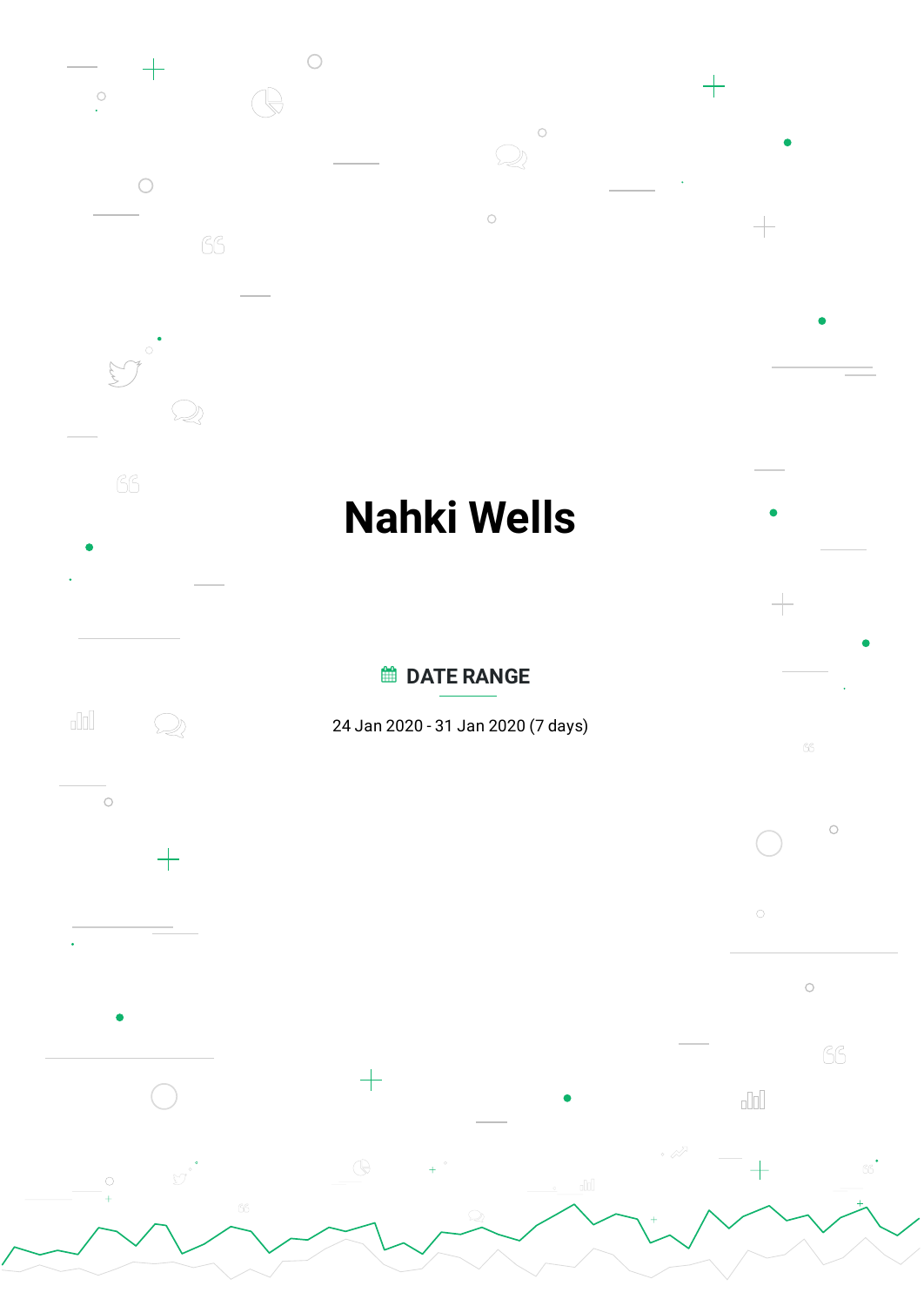# Nahki Wells

## DATE RANGE

24 Jan 2020 - 31 Jan 2020 (7 days)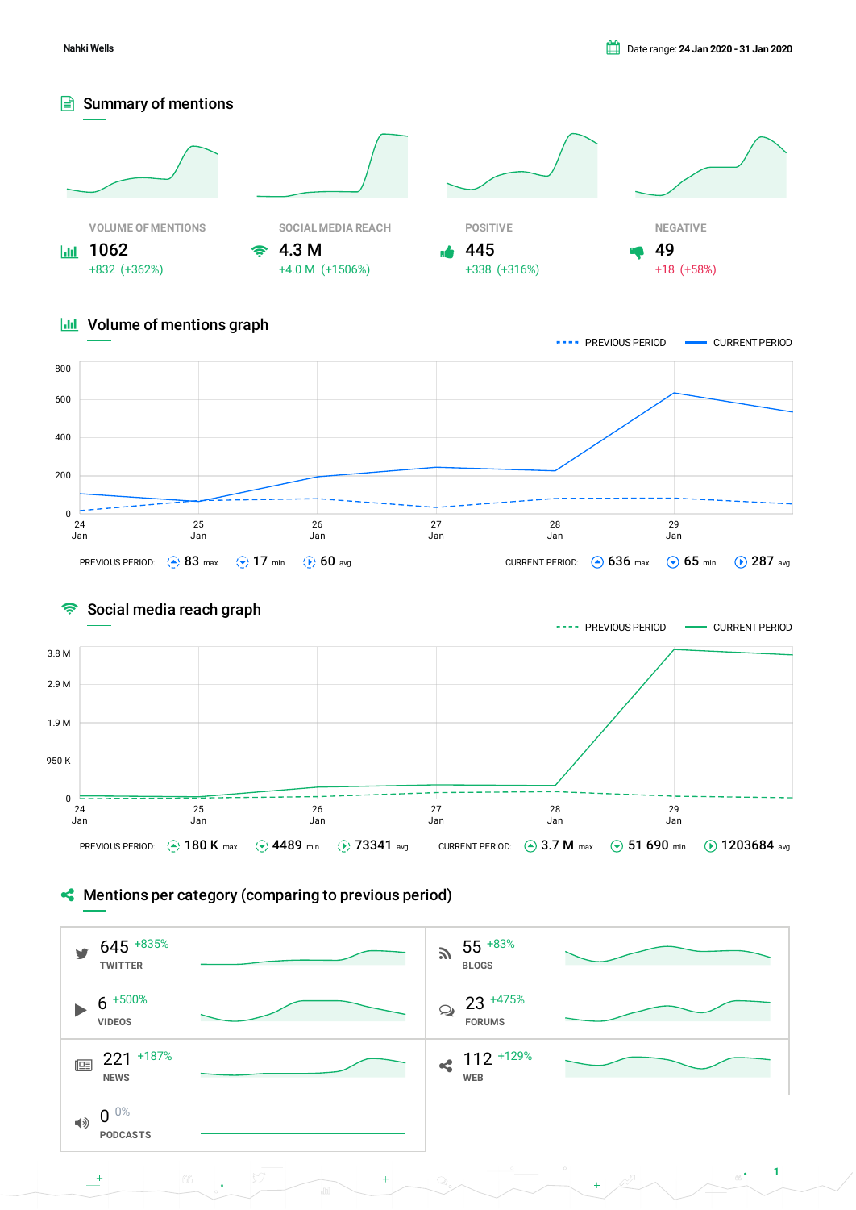Nahki Wells

Date range: **24 Jan 2020 - 31 Jan 2020**

## Summary of mentions

| VOLUME OF MENTIONS | SOCIAL MEDIA REACH | POSITIVE | NEGATIVE |
|---|---|---|---|
| 1062 | 4.3 M | 445 | 49 |
| +832 (+362%) | +4.0 M (+1506%) | +338 (+316%) | +18 (+58%) |

## Volume of mentions graph

PREVIOUS PERIOD — CURRENT PERIOD

PREVIOUS PERIOD: 83 max. 17 min. 60 avg.

CURRENT PERIOD: 636 max. 65 min. 287 avg.

## Social media reach graph

PREVIOUS PERIOD — CURRENT PERIOD

PREVIOUS PERIOD: 180 K max. 4489 min. 73341 avg.

CURRENT PERIOD: 3.7 M max. 51 690 min. 1203684 avg.

## Mentions per category (comparing to previous period)

| Category | Mentions | Change |
|---|---|---|
| TWITTER | 645 | +835% |
| BLOGS | 55 | +83% |
| VIDEOS | 6 | +500% |
| FORUMS | 23 | +475% |
| NEWS | 221 | +187% |
| WEB | 112 | +129% |
| PODCASTS | 0 | 0% |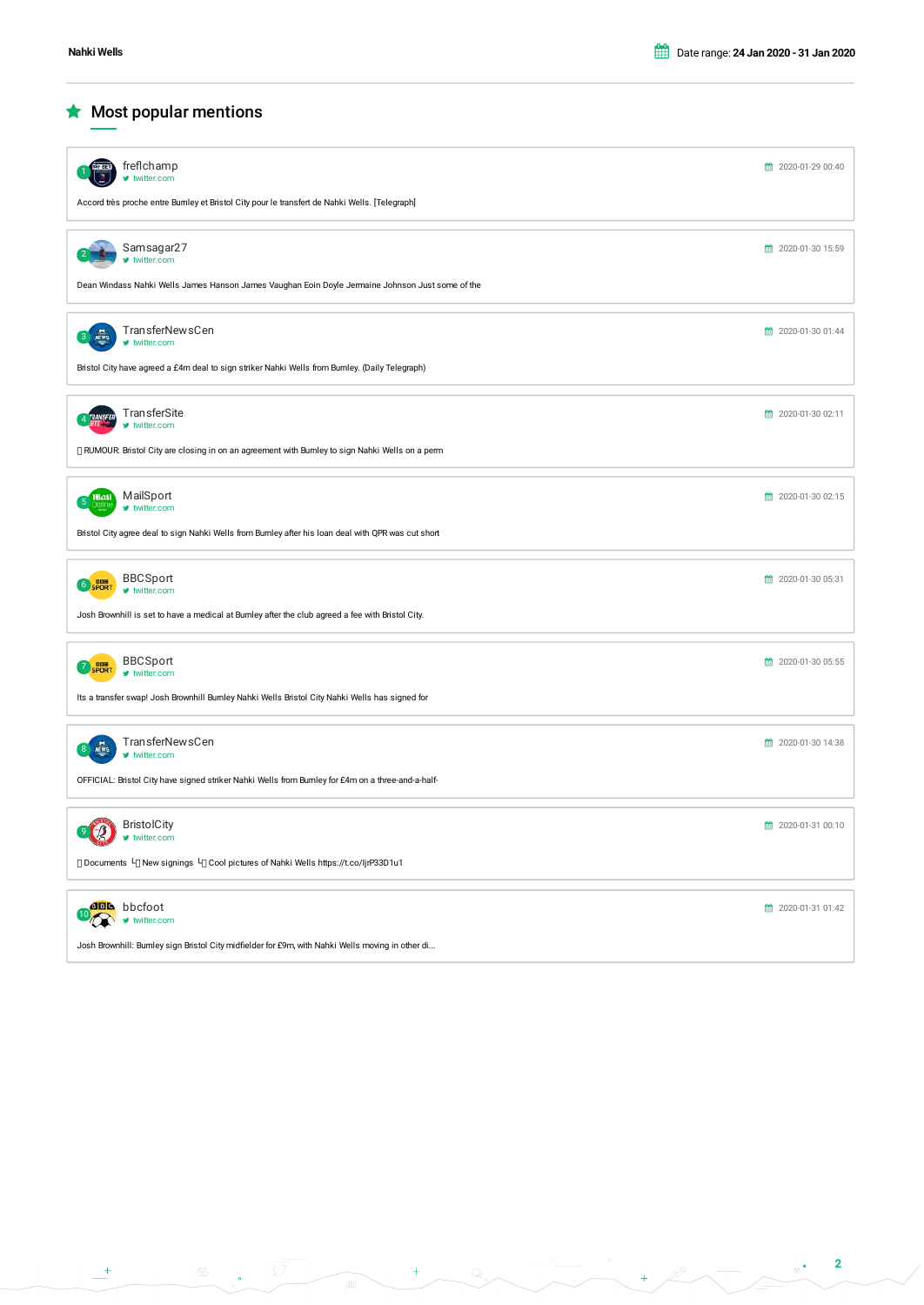## Most popular mentions

1. **freflchamp** — twitter.com — 2020-01-29 00:40

Accord très proche entre Burnley et Bristol City pour le transfert de Nahki Wells. [Telegraph]

2. **Samsagar27** — twitter.com — 2020-01-30 15:59

Dean Windass Nahki Wells James Hanson James Vaughan Eoin Doyle Jermaine Johnson Just some of the

3. **TransferNewsCen** — twitter.com — 2020-01-30 01:44

Bristol City have agreed a £4m deal to sign striker Nahki Wells from Burnley. (Daily Telegraph)

4. **TransferSite** — twitter.com — 2020-01-30 02:11

RUMOUR: Bristol City are closing in on an agreement with Burnley to sign Nahki Wells on a perm

5. **MailSport** — twitter.com — 2020-01-30 02:15

Bristol City agree deal to sign Nahki Wells from Burnley after his loan deal with QPR was cut short

6. **BBCSport** — twitter.com — 2020-01-30 05:31

Josh Brownhill is set to have a medical at Burnley after the club agreed a fee with Bristol City.

7. **BBCSport** — twitter.com — 2020-01-30 05:55

Its a transfer swap! Josh Brownhill Burnley Nahki Wells Bristol City Nahki Wells has signed for

8. **TransferNewsCen** — twitter.com — 2020-01-30 14:38

OFFICIAL: Bristol City have signed striker Nahki Wells from Burnley for £4m on a three-and-a-half-

9. **BristolCity** — twitter.com — 2020-01-31 00:10

Documents └ New signings └ Cool pictures of Nahki Wells https://t.co/ljrP33D1u1

10. **bbcfoot** — twitter.com — 2020-01-31 01:42

Josh Brownhill: Burnley sign Bristol City midfielder for £9m, with Nahki Wells moving in other di...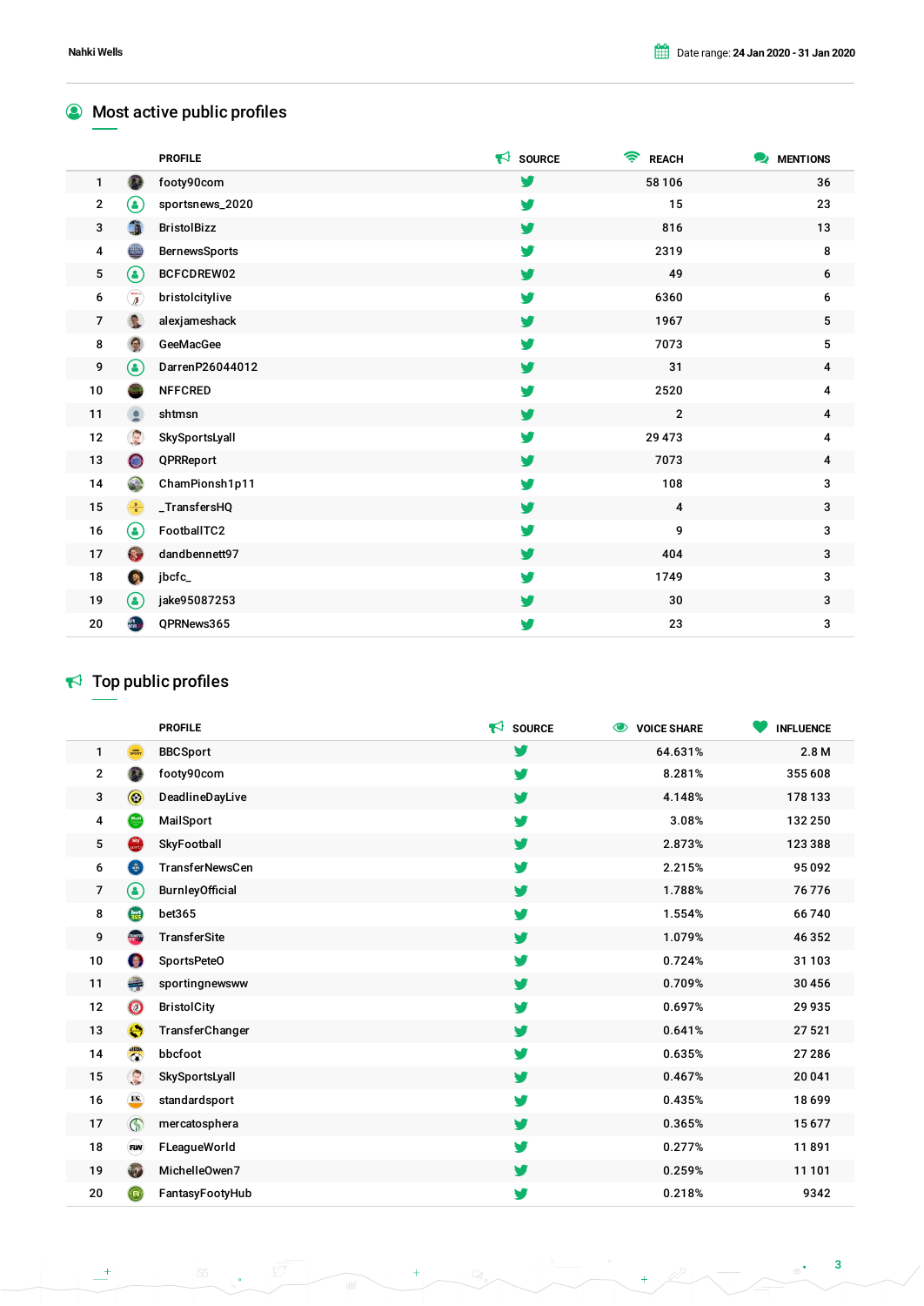Nahki Wells

Date range: **24 Jan 2020 - 31 Jan 2020**

## Most active public profiles

| | PROFILE | SOURCE | REACH | MENTIONS |
|---|---|---|---|---|
| 1 | footy90com | Twitter | 58 106 | 36 |
| 2 | sportsnews_2020 | Twitter | 15 | 23 |
| 3 | BristolBizz | Twitter | 816 | 13 |
| 4 | BernewsSports | Twitter | 2319 | 8 |
| 5 | BCFCDREW02 | Twitter | 49 | 6 |
| 6 | bristolcitylive | Twitter | 6360 | 6 |
| 7 | alexjameshack | Twitter | 1967 | 5 |
| 8 | GeeMacGee | Twitter | 7073 | 5 |
| 9 | DarrenP26044012 | Twitter | 31 | 4 |
| 10 | NFFCRED | Twitter | 2520 | 4 |
| 11 | shtmsn | Twitter | 2 | 4 |
| 12 | SkySportsLyall | Twitter | 29 473 | 4 |
| 13 | QPRReport | Twitter | 7073 | 4 |
| 14 | ChamPionsh1p11 | Twitter | 108 | 3 |
| 15 | _TransfersHQ | Twitter | 4 | 3 |
| 16 | FootballTC2 | Twitter | 9 | 3 |
| 17 | dandbennett97 | Twitter | 404 | 3 |
| 18 | jbcfc_ | Twitter | 1749 | 3 |
| 19 | jake95087253 | Twitter | 30 | 3 |
| 20 | QPRNews365 | Twitter | 23 | 3 |

## Top public profiles

| | PROFILE | SOURCE | VOICE SHARE | INFLUENCE |
|---|---|---|---|---|
| 1 | BBCSport | Twitter | 64.631% | 2.8 M |
| 2 | footy90com | Twitter | 8.281% | 355 608 |
| 3 | DeadlineDayLive | Twitter | 4.148% | 178 133 |
| 4 | MailSport | Twitter | 3.08% | 132 250 |
| 5 | SkyFootball | Twitter | 2.873% | 123 388 |
| 6 | TransferNewsCen | Twitter | 2.215% | 95 092 |
| 7 | BurnleyOfficial | Twitter | 1.788% | 76 776 |
| 8 | bet365 | Twitter | 1.554% | 66 740 |
| 9 | TransferSite | Twitter | 1.079% | 46 352 |
| 10 | SportsPeteO | Twitter | 0.724% | 31 103 |
| 11 | sportingnewsww | Twitter | 0.709% | 30 456 |
| 12 | BristolCity | Twitter | 0.697% | 29 935 |
| 13 | TransferChanger | Twitter | 0.641% | 27 521 |
| 14 | bbcfoot | Twitter | 0.635% | 27 286 |
| 15 | SkySportsLyall | Twitter | 0.467% | 20 041 |
| 16 | standardsport | Twitter | 0.435% | 18 699 |
| 17 | mercatosphera | Twitter | 0.365% | 15 677 |
| 18 | FLeagueWorld | Twitter | 0.277% | 11 891 |
| 19 | MichelleOwen7 | Twitter | 0.259% | 11 101 |
| 20 | FantasyFootyHub | Twitter | 0.218% | 9342 |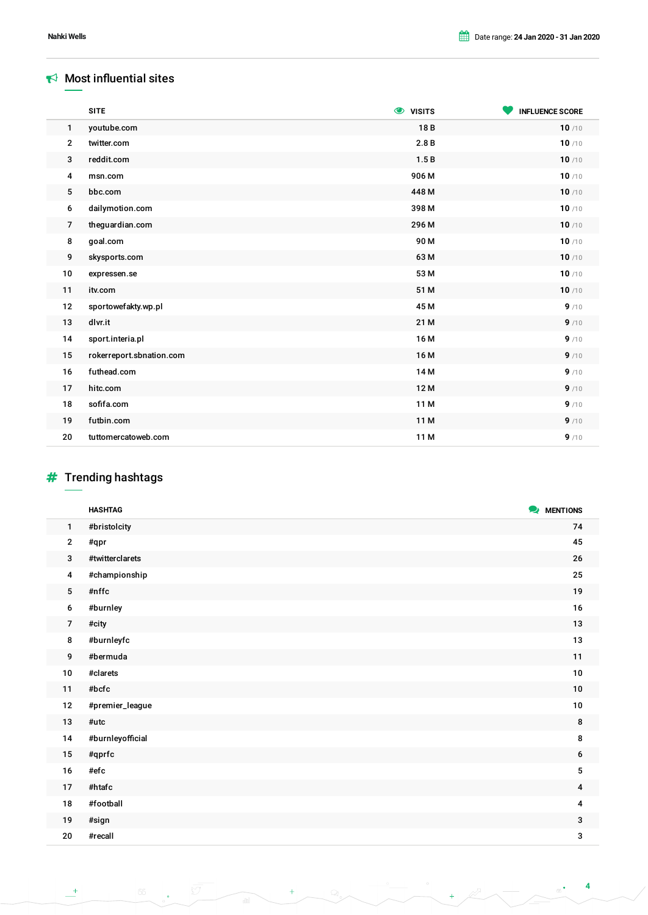## Most influential sites

| | SITE | VISITS | INFLUENCE SCORE |
|---|---|---|---|
| 1 | youtube.com | 18 B | 10 /10 |
| 2 | twitter.com | 2.8 B | 10 /10 |
| 3 | reddit.com | 1.5 B | 10 /10 |
| 4 | msn.com | 906 M | 10 /10 |
| 5 | bbc.com | 448 M | 10 /10 |
| 6 | dailymotion.com | 398 M | 10 /10 |
| 7 | theguardian.com | 296 M | 10 /10 |
| 8 | goal.com | 90 M | 10 /10 |
| 9 | skysports.com | 63 M | 10 /10 |
| 10 | expressen.se | 53 M | 10 /10 |
| 11 | itv.com | 51 M | 10 /10 |
| 12 | sportowefakty.wp.pl | 45 M | 9 /10 |
| 13 | dlvr.it | 21 M | 9 /10 |
| 14 | sport.interia.pl | 16 M | 9 /10 |
| 15 | rokerreport.sbnation.com | 16 M | 9 /10 |
| 16 | futhead.com | 14 M | 9 /10 |
| 17 | hitc.com | 12 M | 9 /10 |
| 18 | sofifa.com | 11 M | 9 /10 |
| 19 | futbin.com | 11 M | 9 /10 |
| 20 | tuttomercatoweb.com | 11 M | 9 /10 |

## Trending hashtags

| | HASHTAG | MENTIONS |
|---|---|---|
| 1 | #bristolcity | 74 |
| 2 | #qpr | 45 |
| 3 | #twitterclarets | 26 |
| 4 | #championship | 25 |
| 5 | #nffc | 19 |
| 6 | #burnley | 16 |
| 7 | #city | 13 |
| 8 | #burnleyfc | 13 |
| 9 | #bermuda | 11 |
| 10 | #clarets | 10 |
| 11 | #bcfc | 10 |
| 12 | #premier_league | 10 |
| 13 | #utc | 8 |
| 14 | #burnleyofficial | 8 |
| 15 | #qprfc | 6 |
| 16 | #efc | 5 |
| 17 | #htafc | 4 |
| 18 | #football | 4 |
| 19 | #sign | 3 |
| 20 | #recall | 3 |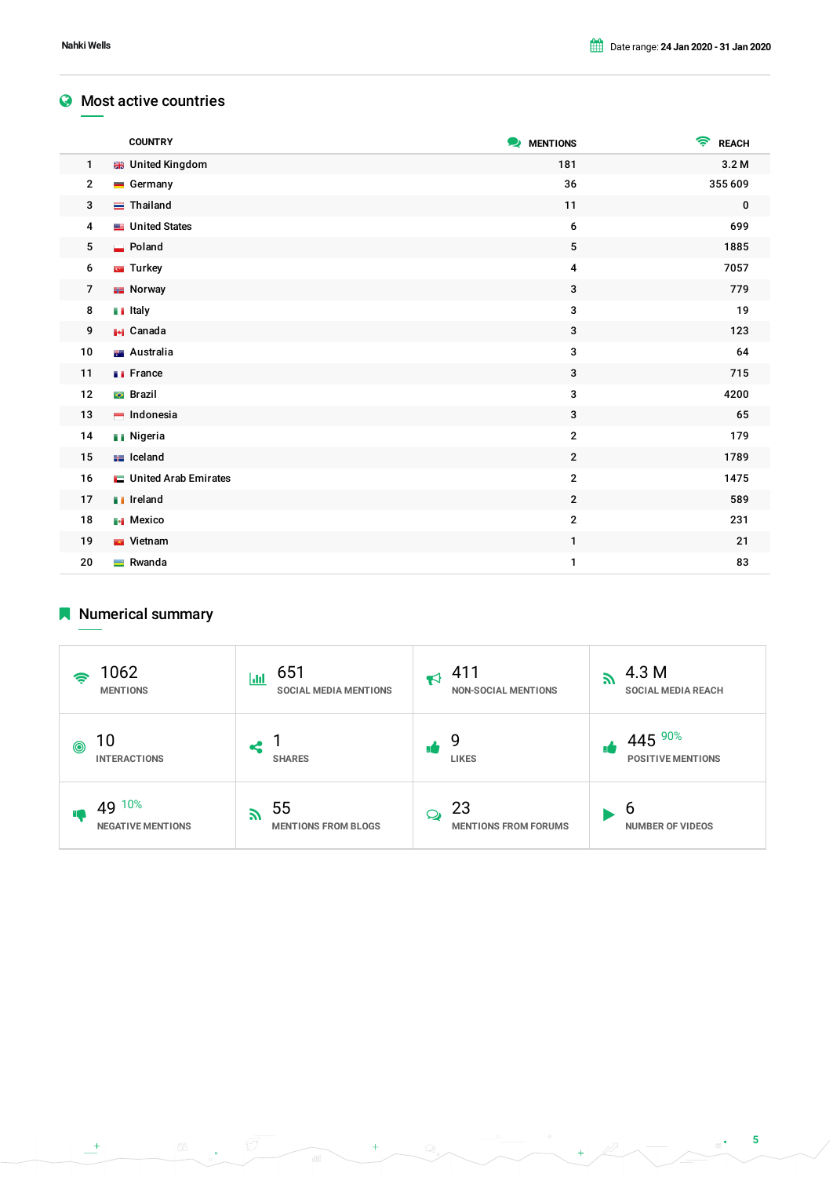## Most active countries

| | COUNTRY | MENTIONS | REACH |
|---|---|---|---|
| 1 | United Kingdom | 181 | 3.2 M |
| 2 | Germany | 36 | 355 609 |
| 3 | Thailand | 11 | 0 |
| 4 | United States | 6 | 699 |
| 5 | Poland | 5 | 1885 |
| 6 | Turkey | 4 | 7057 |
| 7 | Norway | 3 | 779 |
| 8 | Italy | 3 | 19 |
| 9 | Canada | 3 | 123 |
| 10 | Australia | 3 | 64 |
| 11 | France | 3 | 715 |
| 12 | Brazil | 3 | 4200 |
| 13 | Indonesia | 3 | 65 |
| 14 | Nigeria | 2 | 179 |
| 15 | Iceland | 2 | 1789 |
| 16 | United Arab Emirates | 2 | 1475 |
| 17 | Ireland | 2 | 589 |
| 18 | Mexico | 2 | 231 |
| 19 | Vietnam | 1 | 21 |
| 20 | Rwanda | 1 | 83 |

## Numerical summary

| | | | |
|---|---|---|---|
| 1062 MENTIONS | 651 SOCIAL MEDIA MENTIONS | 411 NON-SOCIAL MENTIONS | 4.3 M SOCIAL MEDIA REACH |
| 10 INTERACTIONS | 1 SHARES | 9 LIKES | 445 90% POSITIVE MENTIONS |
| 49 10% NEGATIVE MENTIONS | 55 MENTIONS FROM BLOGS | 23 MENTIONS FROM FORUMS | 6 NUMBER OF VIDEOS |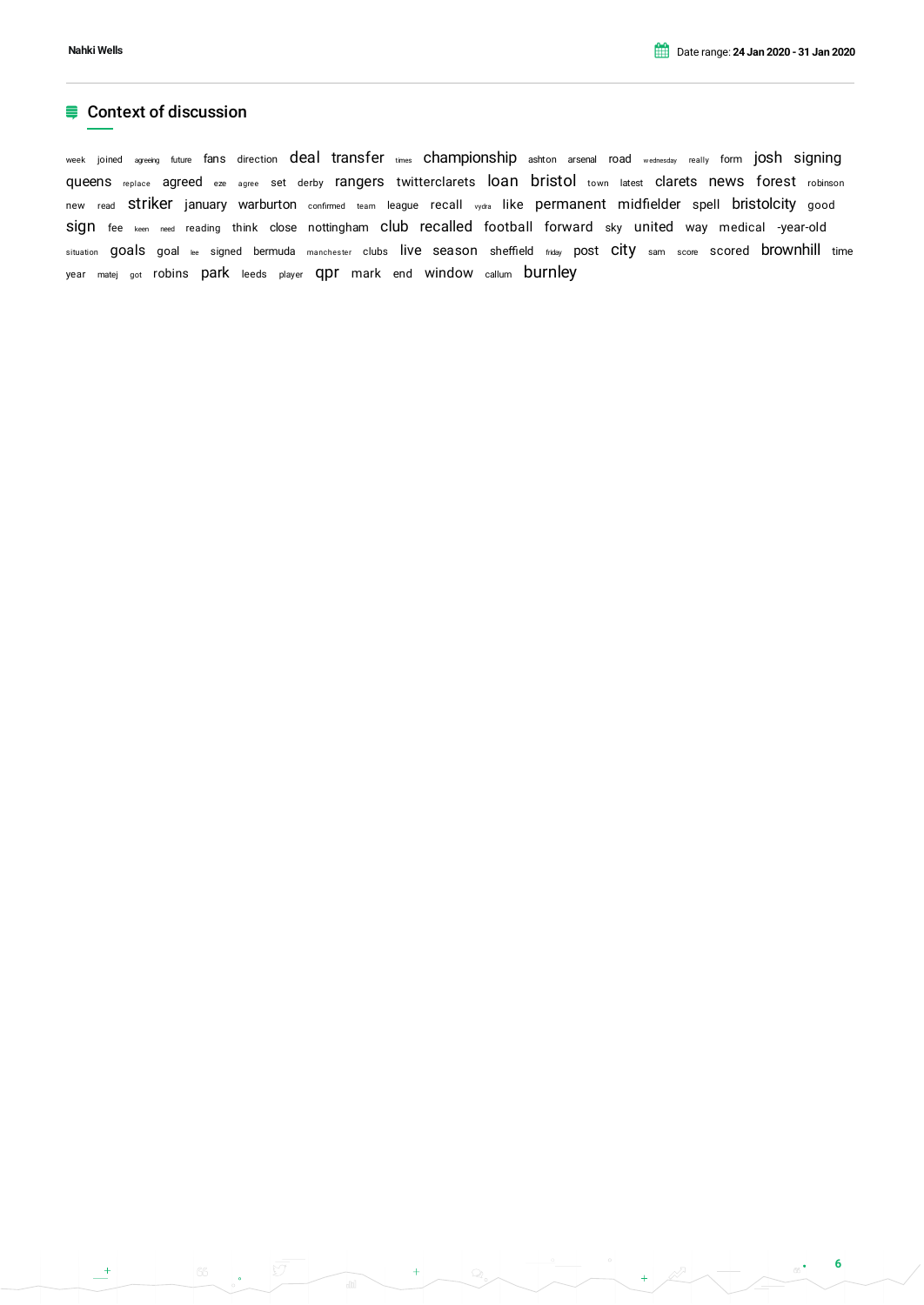## Context of discussion

week joined agreeing future fans direction deal transfer times championship ashton arsenal road wednesday really form josh signing queens replace agreed eze agree set derby rangers twitterclarets loan bristol town latest clarets news forest robinson new read striker january warburton confirmed team league recall vydra like permanent midfielder spell bristolcity good sign fee keen need reading think close nottingham club recalled football forward sky united way medical -year-old situation goals goal lee signed bermuda manchester clubs live season sheffield friday post city sam score scored brownhill time year matej got robins park leeds player qpr mark end window callum burnley